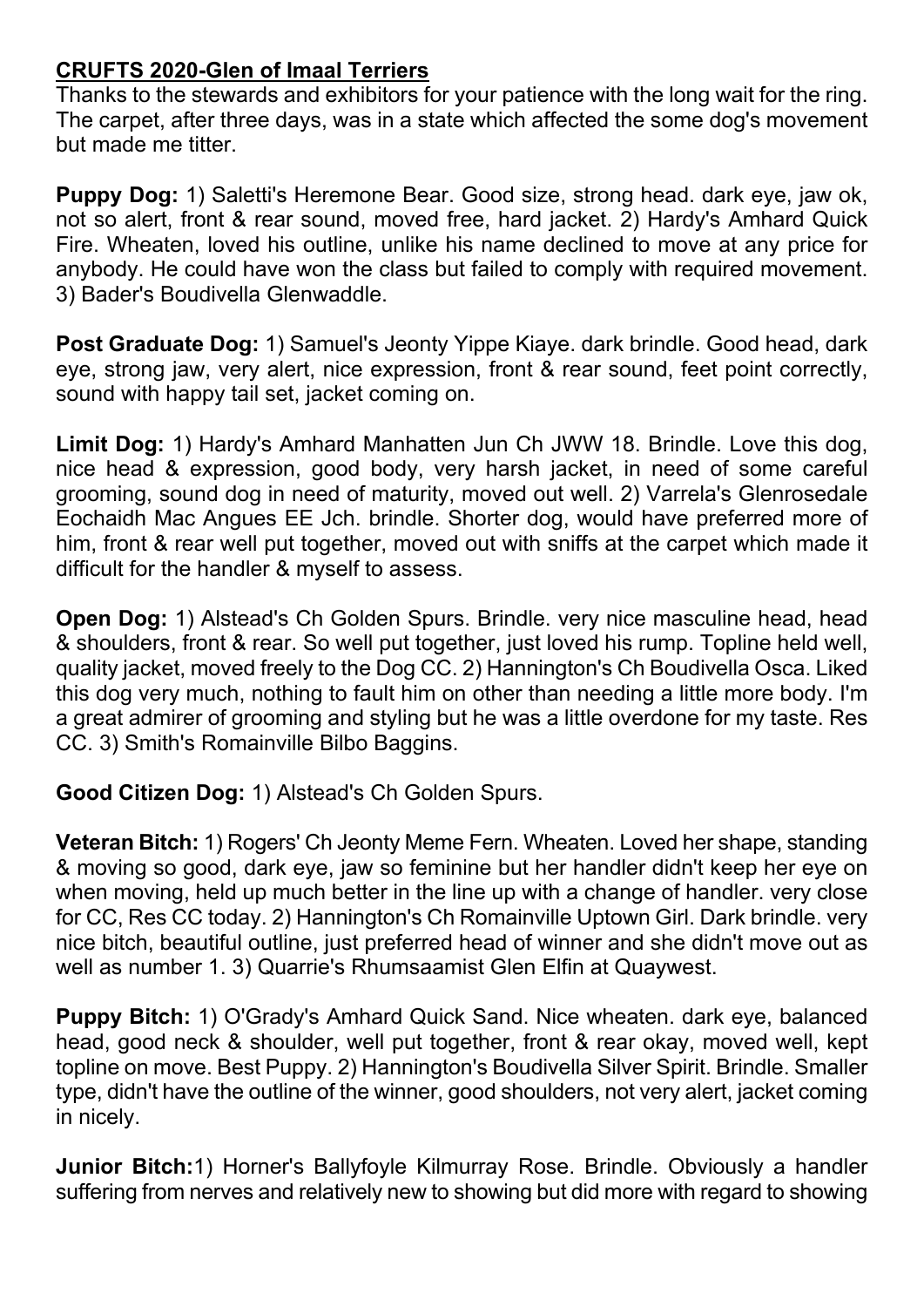**CRUFTS 2020-Glen of Imaal Terriers**

Thanks to the stewards and exhibitors for your patience with the long wait for the ring. The carpet, after three days, was in a state which affected the some dog's movement but made me titter.

**Puppy Dog:** 1) Saletti's Heremone Bear. Good size, strong head. dark eye, jaw ok, not so alert, front & rear sound, moved free, hard jacket. 2) Hardy's Amhard Quick Fire. Wheaten, loved his outline, unlike his name declined to move at any price for anybody. He could have won the class but failed to comply with required movement. 3) Bader's Boudivella Glenwaddle.

**Post Graduate Dog:** 1) Samuel's Jeonty Yippe Kiaye. dark brindle. Good head, dark eye, strong jaw, very alert, nice expression, front & rear sound, feet point correctly, sound with happy tail set, jacket coming on.

**Limit Dog:** 1) Hardy's Amhard Manhatten Jun Ch JWW 18. Brindle. Love this dog, nice head & expression, good body, very harsh jacket, in need of some careful grooming, sound dog in need of maturity, moved out well. 2) Varrela's Glenrosedale Eochaidh Mac Angues EE Jch. brindle. Shorter dog, would have preferred more of him, front & rear well put together, moved out with sniffs at the carpet which made it difficult for the handler & myself to assess.

**Open Dog:** 1) Alstead's Ch Golden Spurs. Brindle. very nice masculine head, head & shoulders, front & rear. So well put together, just loved his rump. Topline held well, quality jacket, moved freely to the Dog CC. 2) Hannington's Ch Boudivella Osca. Liked this dog very much, nothing to fault him on other than needing a little more body. I'm a great admirer of grooming and styling but he was a little overdone for my taste. Res CC. 3) Smith's Romainville Bilbo Baggins.

**Good Citizen Dog:** 1) Alstead's Ch Golden Spurs.

**Veteran Bitch:** 1) Rogers' Ch Jeonty Meme Fern. Wheaten. Loved her shape, standing & moving so good, dark eye, jaw so feminine but her handler didn't keep her eye on when moving, held up much better in the line up with a change of handler. very close for CC, Res CC today. 2) Hannington's Ch Romainville Uptown Girl. Dark brindle. very nice bitch, beautiful outline, just preferred head of winner and she didn't move out as well as number 1. 3) Quarrie's Rhumsaamist Glen Elfin at Quaywest.

**Puppy Bitch:** 1) O'Grady's Amhard Quick Sand. Nice wheaten. dark eye, balanced head, good neck & shoulder, well put together, front & rear okay, moved well, kept topline on move. Best Puppy. 2) Hannington's Boudivella Silver Spirit. Brindle. Smaller type, didn't have the outline of the winner, good shoulders, not very alert, jacket coming in nicely.

**Junior Bitch:**1) Horner's Ballyfoyle Kilmurray Rose. Brindle. Obviously a handler suffering from nerves and relatively new to showing but did more with regard to showing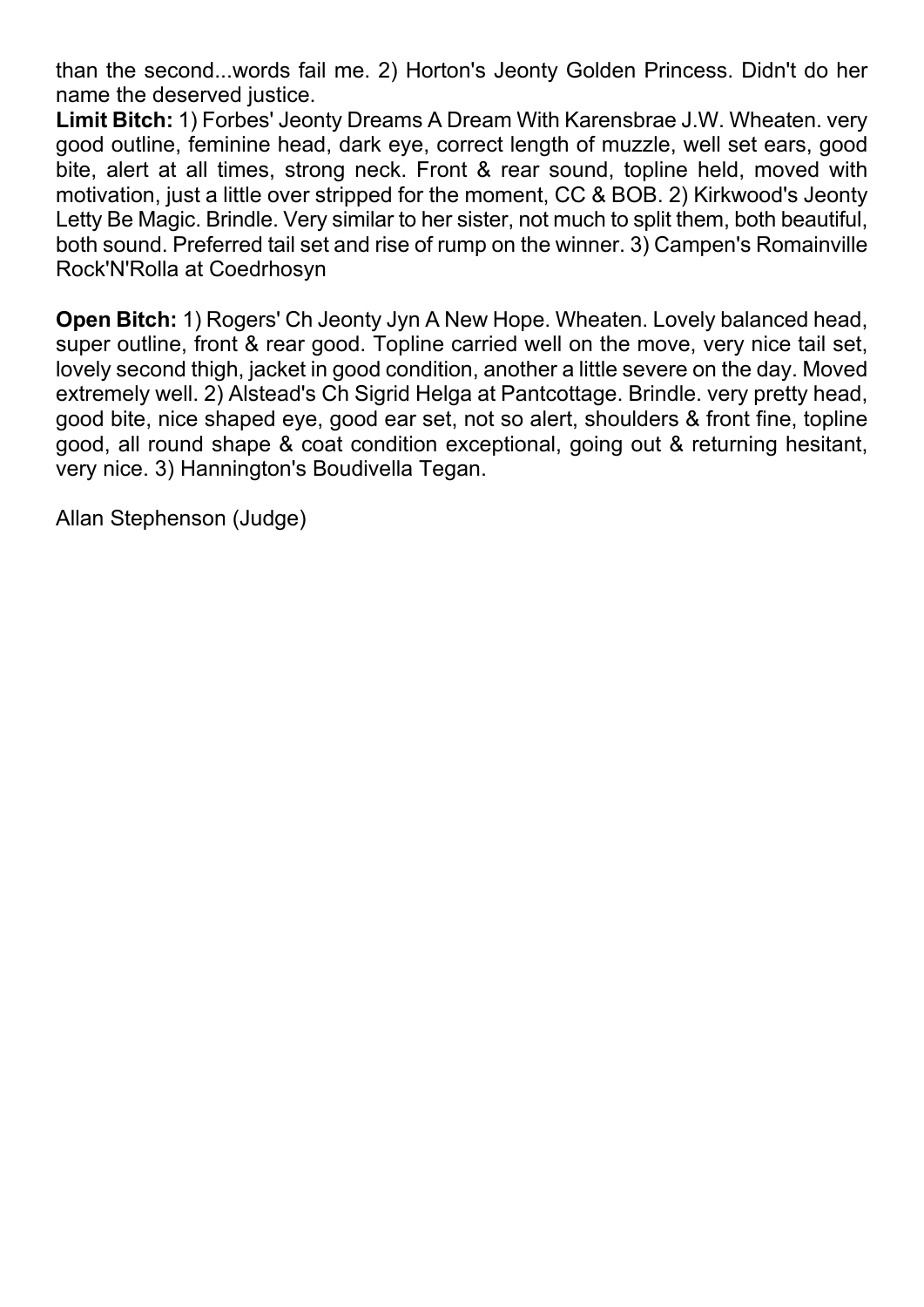than the second...words fail me. 2) Horton's Jeonty Golden Princess. Didn't do her name the deserved justice.

**Limit Bitch:** 1) Forbes' Jeonty Dreams A Dream With Karensbrae J.W. Wheaten. very good outline, feminine head, dark eye, correct length of muzzle, well set ears, good bite, alert at all times, strong neck. Front & rear sound, topline held, moved with motivation, just a little over stripped for the moment, CC & BOB. 2) Kirkwood's Jeonty Letty Be Magic. Brindle. Very similar to her sister, not much to split them, both beautiful, both sound. Preferred tail set and rise of rump on the winner. 3) Campen's Romainville Rock'N'Rolla at Coedrhosyn

**Open Bitch:** 1) Rogers' Ch Jeonty Jyn A New Hope. Wheaten. Lovely balanced head, super outline, front & rear good. Topline carried well on the move, very nice tail set, lovely second thigh, jacket in good condition, another a little severe on the day. Moved extremely well. 2) Alstead's Ch Sigrid Helga at Pantcottage. Brindle. very pretty head, good bite, nice shaped eye, good ear set, not so alert, shoulders & front fine, topline good, all round shape & coat condition exceptional, going out & returning hesitant, very nice. 3) Hannington's Boudivella Tegan.

Allan Stephenson (Judge)